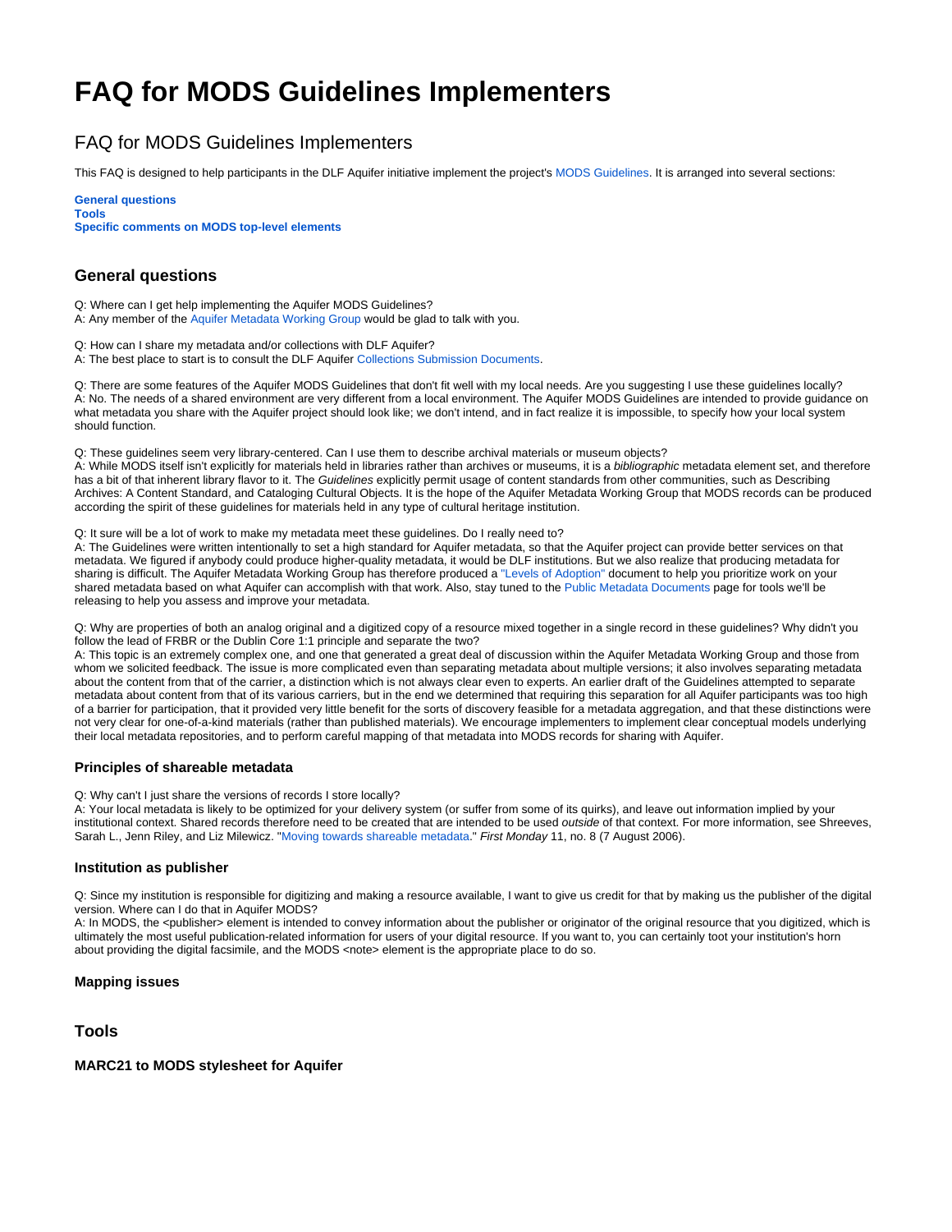# FAQ for MODS Guidelines Implementers

## FAQ for MODS Guidelines Implementers

This FAQ is designed to help participants in the DLF Aquifer initiative implement the project's MODS Guidelines. It is arranged into several sections:

**General questions**
**Tools**
**Specific comments on MODS top-level elements**

### General questions

Q: Where can I get help implementing the Aquifer MODS Guidelines?
A: Any member of the Aquifer Metadata Working Group would be glad to talk with you.

Q: How can I share my metadata and/or collections with DLF Aquifer?
A: The best place to start is to consult the DLF Aquifer Collections Submission Documents.

Q: There are some features of the Aquifer MODS Guidelines that don't fit well with my local needs. Are you suggesting I use these guidelines locally?
A: No. The needs of a shared environment are very different from a local environment. The Aquifer MODS Guidelines are intended to provide guidance on what metadata you share with the Aquifer project should look like; we don't intend, and in fact realize it is impossible, to specify how your local system should function.

Q: These guidelines seem very library-centered. Can I use them to describe archival materials or museum objects?
A: While MODS itself isn't explicitly for materials held in libraries rather than archives or museums, it is a *bibliographic* metadata element set, and therefore has a bit of that inherent library flavor to it. The *Guidelines* explicitly permit usage of content standards from other communities, such as Describing Archives: A Content Standard, and Cataloging Cultural Objects. It is the hope of the Aquifer Metadata Working Group that MODS records can be produced according the spirit of these guidelines for materials held in any type of cultural heritage institution.

Q: It sure will be a lot of work to make my metadata meet these guidelines. Do I really need to?
A: The Guidelines were written intentionally to set a high standard for Aquifer metadata, so that the Aquifer project can provide better services on that metadata. We figured if anybody could produce higher-quality metadata, it would be DLF institutions. But we also realize that producing metadata for sharing is difficult. The Aquifer Metadata Working Group has therefore produced a "Levels of Adoption" document to help you prioritize work on your shared metadata based on what Aquifer can accomplish with that work. Also, stay tuned to the Public Metadata Documents page for tools we'll be releasing to help you assess and improve your metadata.

Q: Why are properties of both an analog original and a digitized copy of a resource mixed together in a single record in these guidelines? Why didn't you follow the lead of FRBR or the Dublin Core 1:1 principle and separate the two?
A: This topic is an extremely complex one, and one that generated a great deal of discussion within the Aquifer Metadata Working Group and those from whom we solicited feedback. The issue is more complicated even than separating metadata about multiple versions; it also involves separating metadata about the content from that of the carrier, a distinction which is not always clear even to experts. An earlier draft of the Guidelines attempted to separate metadata about content from that of its various carriers, but in the end we determined that requiring this separation for all Aquifer participants was too high of a barrier for participation, that it provided very little benefit for the sorts of discovery feasible for a metadata aggregation, and that these distinctions were not very clear for one-of-a-kind materials (rather than published materials). We encourage implementers to implement clear conceptual models underlying their local metadata repositories, and to perform careful mapping of that metadata into MODS records for sharing with Aquifer.

#### Principles of shareable metadata

Q: Why can't I just share the versions of records I store locally?
A: Your local metadata is likely to be optimized for your delivery system (or suffer from some of its quirks), and leave out information implied by your institutional context. Shared records therefore need to be created that are intended to be used *outside* of that context. For more information, see Shreeves, Sarah L., Jenn Riley, and Liz Milewicz. "Moving towards shareable metadata." *First Monday* 11, no. 8 (7 August 2006).

#### Institution as publisher

Q: Since my institution is responsible for digitizing and making a resource available, I want to give us credit for that by making us the publisher of the digital version. Where can I do that in Aquifer MODS?
A: In MODS, the <publisher> element is intended to convey information about the publisher or originator of the original resource that you digitized, which is ultimately the most useful publication-related information for users of your digital resource. If you want to, you can certainly toot your institution's horn about providing the digital facsimile, and the MODS <note> element is the appropriate place to do so.

#### Mapping issues

### Tools

#### MARC21 to MODS stylesheet for Aquifer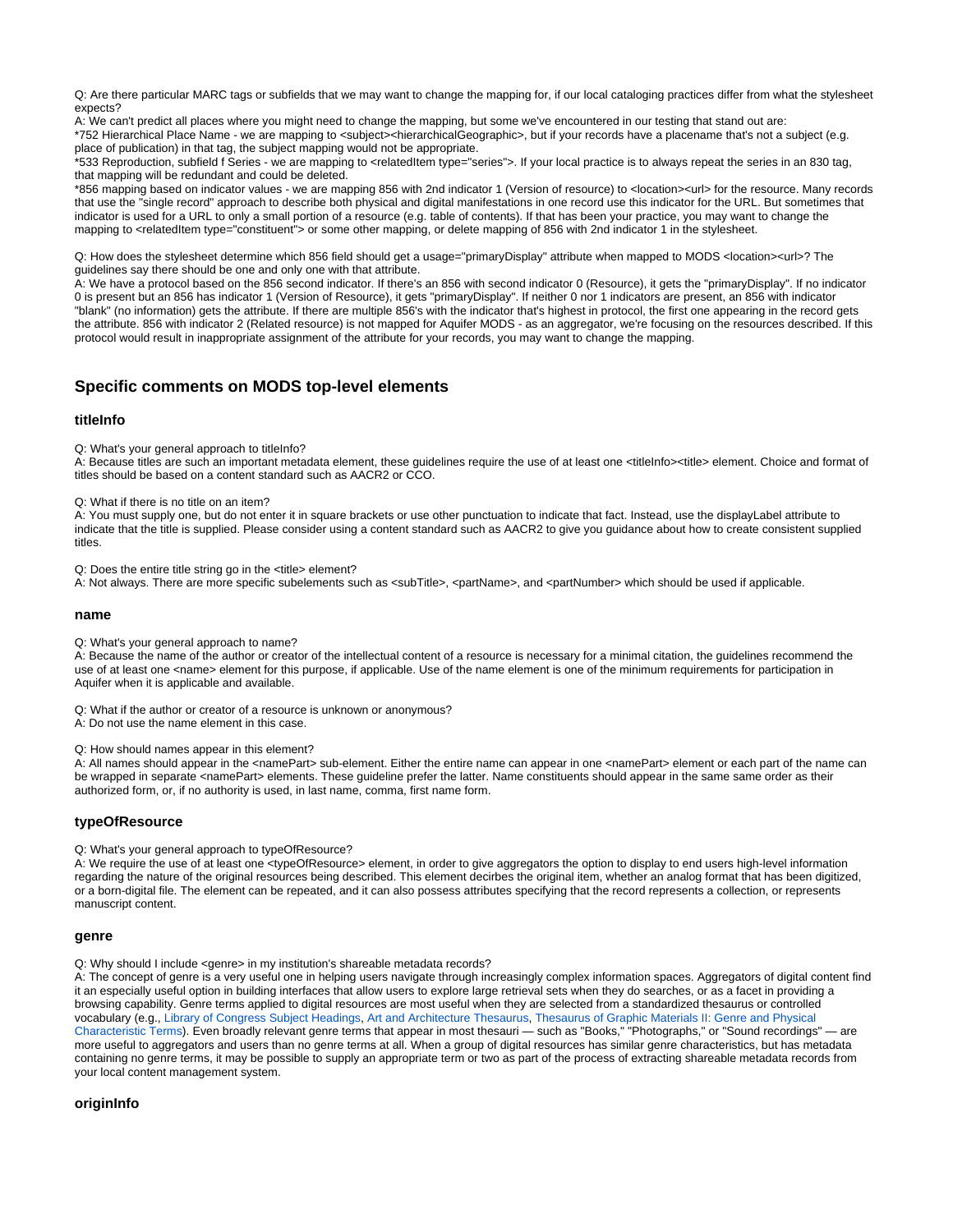Q: Are there particular MARC tags or subfields that we may want to change the mapping for, if our local cataloging practices differ from what the stylesheet expects?
A: We can't predict all places where you might need to change the mapping, but some we've encountered in our testing that stand out are:
*752 Hierarchical Place Name - we are mapping to <subject><hierarchicalGeographic>, but if your records have a placename that's not a subject (e.g. place of publication) in that tag, the subject mapping would not be appropriate.
*533 Reproduction, subfield f Series - we are mapping to <relatedItem type="series">. If your local practice is to always repeat the series in an 830 tag, that mapping will be redundant and could be deleted.
*856 mapping based on indicator values - we are mapping 856 with 2nd indicator 1 (Version of resource) to <location><url> for the resource. Many records that use the "single record" approach to describe both physical and digital manifestations in one record use this indicator for the URL. But sometimes that indicator is used for a URL to only a small portion of a resource (e.g. table of contents). If that has been your practice, you may want to change the mapping to <relatedItem type="constituent"> or some other mapping, or delete mapping of 856 with 2nd indicator 1 in the stylesheet.

Q: How does the stylesheet determine which 856 field should get a usage="primaryDisplay" attribute when mapped to MODS <location><url>? The guidelines say there should be one and only one with that attribute.
A: We have a protocol based on the 856 second indicator. If there's an 856 with second indicator 0 (Resource), it gets the "primaryDisplay". If no indicator 0 is present but an 856 has indicator 1 (Version of Resource), it gets "primaryDisplay". If neither 0 nor 1 indicators are present, an 856 with indicator "blank" (no information) gets the attribute. If there are multiple 856's with the indicator that's highest in protocol, the first one appearing in the record gets the attribute. 856 with indicator 2 (Related resource) is not mapped for Aquifer MODS - as an aggregator, we're focusing on the resources described. If this protocol would result in inappropriate assignment of the attribute for your records, you may want to change the mapping.

## Specific comments on MODS top-level elements

### titleInfo

Q: What's your general approach to titleInfo?
A: Because titles are such an important metadata element, these guidelines require the use of at least one <titleInfo><title> element. Choice and format of titles should be based on a content standard such as AACR2 or CCO.

Q: What if there is no title on an item?
A: You must supply one, but do not enter it in square brackets or use other punctuation to indicate that fact. Instead, use the displayLabel attribute to indicate that the title is supplied. Please consider using a content standard such as AACR2 to give you guidance about how to create consistent supplied titles.

Q: Does the entire title string go in the <title> element?
A: Not always. There are more specific subelements such as <subTitle>, <partName>, and <partNumber> which should be used if applicable.

### name

Q: What's your general approach to name?
A: Because the name of the author or creator of the intellectual content of a resource is necessary for a minimal citation, the guidelines recommend the use of at least one <name> element for this purpose, if applicable. Use of the name element is one of the minimum requirements for participation in Aquifer when it is applicable and available.

Q: What if the author or creator of a resource is unknown or anonymous?
A: Do not use the name element in this case.

Q: How should names appear in this element?
A: All names should appear in the <namePart> sub-element. Either the entire name can appear in one <namePart> element or each part of the name can be wrapped in separate <namePart> elements. These guideline prefer the latter. Name constituents should appear in the same same order as their authorized form, or, if no authority is used, in last name, comma, first name form.

### typeOfResource

Q: What's your general approach to typeOfResource?
A: We require the use of at least one <typeOfResource> element, in order to give aggregators the option to display to end users high-level information regarding the nature of the original resources being described. This element decirbes the original item, whether an analog format that has been digitized, or a born-digital file. The element can be repeated, and it can also possess attributes specifying that the record represents a collection, or represents manuscript content.

### genre

Q: Why should I include <genre> in my institution's shareable metadata records?
A: The concept of genre is a very useful one in helping users navigate through increasingly complex information spaces. Aggregators of digital content find it an especially useful option in building interfaces that allow users to explore large retrieval sets when they do searches, or as a facet in providing a browsing capability. Genre terms applied to digital resources are most useful when they are selected from a standardized thesaurus or controlled vocabulary (e.g., Library of Congress Subject Headings, Art and Architecture Thesaurus, Thesaurus of Graphic Materials II: Genre and Physical Characteristic Terms). Even broadly relevant genre terms that appear in most thesauri — such as "Books," "Photographs," or "Sound recordings" — are more useful to aggregators and users than no genre terms at all. When a group of digital resources has similar genre characteristics, but has metadata containing no genre terms, it may be possible to supply an appropriate term or two as part of the process of extracting shareable metadata records from your local content management system.

### originInfo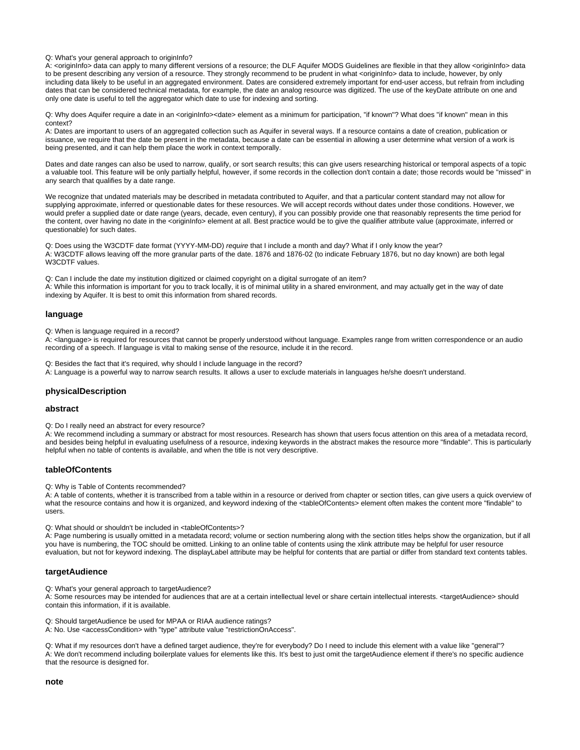Q: What's your general approach to originInfo?
A: <originInfo> data can apply to many different versions of a resource; the DLF Aquifer MODS Guidelines are flexible in that they allow <originInfo> data to be present describing any version of a resource. They strongly recommend to be prudent in what <originInfo> data to include, however, by only including data likely to be useful in an aggregated environment. Dates are considered extremely important for end-user access, but refrain from including dates that can be considered technical metadata, for example, the date an analog resource was digitized. The use of the keyDate attribute on one and only one date is useful to tell the aggregator which date to use for indexing and sorting.

Q: Why does Aquifer require a date in an <originInfo><date> element as a minimum for participation, "if known"? What does "if known" mean in this context?
A: Dates are important to users of an aggregated collection such as Aquifer in several ways. If a resource contains a date of creation, publication or issuance, we require that the date be present in the metadata, because a date can be essential in allowing a user determine what version of a work is being presented, and it can help them place the work in context temporally.

Dates and date ranges can also be used to narrow, qualify, or sort search results; this can give users researching historical or temporal aspects of a topic a valuable tool. This feature will be only partially helpful, however, if some records in the collection don't contain a date; those records would be "missed" in any search that qualifies by a date range.

We recognize that undated materials may be described in metadata contributed to Aquifer, and that a particular content standard may not allow for supplying approximate, inferred or questionable dates for these resources. We will accept records without dates under those conditions. However, we would prefer a supplied date or date range (years, decade, even century), if you can possibly provide one that reasonably represents the time period for the content, over having no date in the <originInfo> element at all. Best practice would be to give the qualifier attribute value (approximate, inferred or questionable) for such dates.

Q: Does using the W3CDTF date format (YYYY-MM-DD) *require* that I include a month and day? What if I only know the year?
A: W3CDTF allows leaving off the more granular parts of the date. 1876 and 1876-02 (to indicate February 1876, but no day known) are both legal W3CDTF values.

Q: Can I include the date my institution digitized or claimed copyright on a digital surrogate of an item?
A: While this information is important for you to track locally, it is of minimal utility in a shared environment, and may actually get in the way of date indexing by Aquifer. It is best to omit this information from shared records.

### language

Q: When is language required in a record?
A: <language> is required for resources that cannot be properly understood without language. Examples range from written correspondence or an audio recording of a speech. If language is vital to making sense of the resource, include it in the record.

Q: Besides the fact that it's required, why should I include language in the record?
A: Language is a powerful way to narrow search results. It allows a user to exclude materials in languages he/she doesn't understand.

### physicalDescription

### abstract

Q: Do I really need an abstract for every resource?
A: We recommend including a summary or abstract for most resources. Research has shown that users focus attention on this area of a metadata record, and besides being helpful in evaluating usefulness of a resource, indexing keywords in the abstract makes the resource more "findable". This is particularly helpful when no table of contents is available, and when the title is not very descriptive.

### tableOfContents

Q: Why is Table of Contents recommended?
A: A table of contents, whether it is transcribed from a table within in a resource or derived from chapter or section titles, can give users a quick overview of what the resource contains and how it is organized, and keyword indexing of the <tableOfContents> element often makes the content more "findable" to users.

Q: What should or shouldn't be included in <tableOfContents>?
A: Page numbering is usually omitted in a metadata record; volume or section numbering along with the section titles helps show the organization, but if all you have is numbering, the TOC should be omitted. Linking to an online table of contents using the xlink attribute may be helpful for user resource evaluation, but not for keyword indexing. The displayLabel attribute may be helpful for contents that are partial or differ from standard text contents tables.

### targetAudience

Q: What's your general approach to targetAudience?
A: Some resources may be intended for audiences that are at a certain intellectual level or share certain intellectual interests. <targetAudience> should contain this information, if it is available.

Q: Should targetAudience be used for MPAA or RIAA audience ratings?
A: No. Use <accessCondition> with "type" attribute value "restrictionOnAccess".

Q: What if my resources don't have a defined target audience, they're for everybody? Do I need to include this element with a value like "general"?
A: We don't recommend including boilerplate values for elements like this. It's best to just omit the targetAudience element if there's no specific audience that the resource is designed for.

### note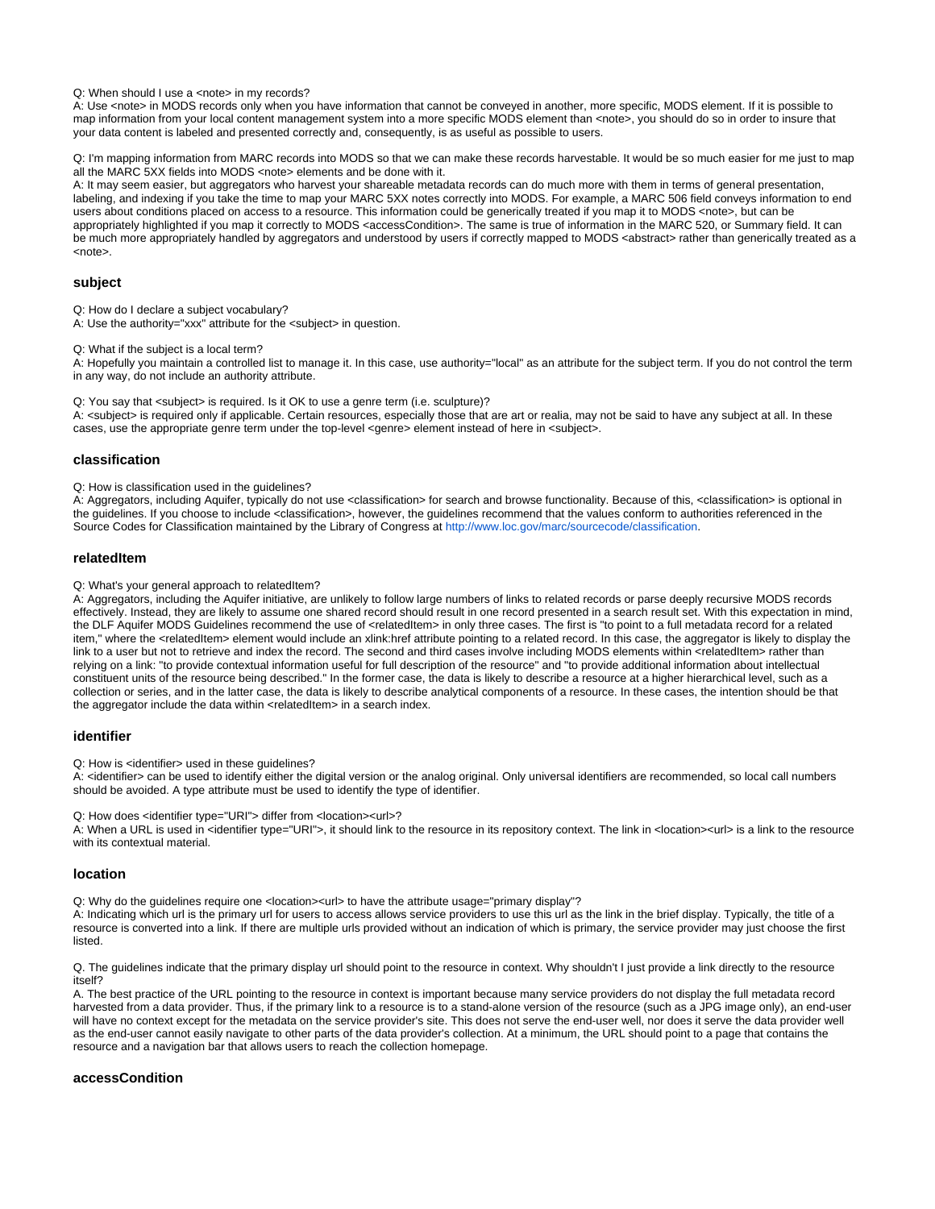Q: When should I use a <note> in my records?
A: Use <note> in MODS records only when you have information that cannot be conveyed in another, more specific, MODS element. If it is possible to map information from your local content management system into a more specific MODS element than <note>, you should do so in order to insure that your data content is labeled and presented correctly and, consequently, is as useful as possible to users.

Q: I'm mapping information from MARC records into MODS so that we can make these records harvestable. It would be so much easier for me just to map all the MARC 5XX fields into MODS <note> elements and be done with it.
A: It may seem easier, but aggregators who harvest your shareable metadata records can do much more with them in terms of general presentation, labeling, and indexing if you take the time to map your MARC 5XX notes correctly into MODS. For example, a MARC 506 field conveys information to end users about conditions placed on access to a resource. This information could be generically treated if you map it to MODS <note>, but can be appropriately highlighted if you map it correctly to MODS <accessCondition>. The same is true of information in the MARC 520, or Summary field. It can be much more appropriately handled by aggregators and understood by users if correctly mapped to MODS <abstract> rather than generically treated as a <note>.

### subject

Q: How do I declare a subject vocabulary?
A: Use the authority="xxx" attribute for the <subject> in question.

Q: What if the subject is a local term?
A: Hopefully you maintain a controlled list to manage it. In this case, use authority="local" as an attribute for the subject term. If you do not control the term in any way, do not include an authority attribute.

Q: You say that <subject> is required. Is it OK to use a genre term (i.e. sculpture)?
A: <subject> is required only if applicable. Certain resources, especially those that are art or realia, may not be said to have any subject at all. In these cases, use the appropriate genre term under the top-level <genre> element instead of here in <subject>.

### classification

Q: How is classification used in the guidelines?
A: Aggregators, including Aquifer, typically do not use <classification> for search and browse functionality. Because of this, <classification> is optional in the guidelines. If you choose to include <classification>, however, the guidelines recommend that the values conform to authorities referenced in the Source Codes for Classification maintained by the Library of Congress at http://www.loc.gov/marc/sourcecode/classification.

### relatedItem

Q: What's your general approach to relatedItem?
A: Aggregators, including the Aquifer initiative, are unlikely to follow large numbers of links to related records or parse deeply recursive MODS records effectively. Instead, they are likely to assume one shared record should result in one record presented in a search result set. With this expectation in mind, the DLF Aquifer MODS Guidelines recommend the use of <relatedItem> in only three cases. The first is "to point to a full metadata record for a related item," where the <relatedItem> element would include an xlink:href attribute pointing to a related record. In this case, the aggregator is likely to display the link to a user but not to retrieve and index the record. The second and third cases involve including MODS elements within <relatedItem> rather than relying on a link: "to provide contextual information useful for full description of the resource" and "to provide additional information about intellectual constituent units of the resource being described." In the former case, the data is likely to describe a resource at a higher hierarchical level, such as a collection or series, and in the latter case, the data is likely to describe analytical components of a resource. In these cases, the intention should be that the aggregator include the data within <relatedItem> in a search index.

### identifier

Q: How is <identifier> used in these guidelines?
A: <identifier> can be used to identify either the digital version or the analog original. Only universal identifiers are recommended, so local call numbers should be avoided. A type attribute must be used to identify the type of identifier.

Q: How does <identifier type="URI"> differ from <location><url>?
A: When a URL is used in <identifier type="URI">, it should link to the resource in its repository context. The link in <location><url> is a link to the resource with its contextual material.

### location

Q: Why do the guidelines require one <location><url> to have the attribute usage="primary display"?
A: Indicating which url is the primary url for users to access allows service providers to use this url as the link in the brief display. Typically, the title of a resource is converted into a link. If there are multiple urls provided without an indication of which is primary, the service provider may just choose the first listed.

Q. The guidelines indicate that the primary display url should point to the resource in context. Why shouldn't I just provide a link directly to the resource itself?
A. The best practice of the URL pointing to the resource in context is important because many service providers do not display the full metadata record harvested from a data provider. Thus, if the primary link to a resource is to a stand-alone version of the resource (such as a JPG image only), an end-user will have no context except for the metadata on the service provider's site. This does not serve the end-user well, nor does it serve the data provider well as the end-user cannot easily navigate to other parts of the data provider's collection. At a minimum, the URL should point to a page that contains the resource and a navigation bar that allows users to reach the collection homepage.

### accessCondition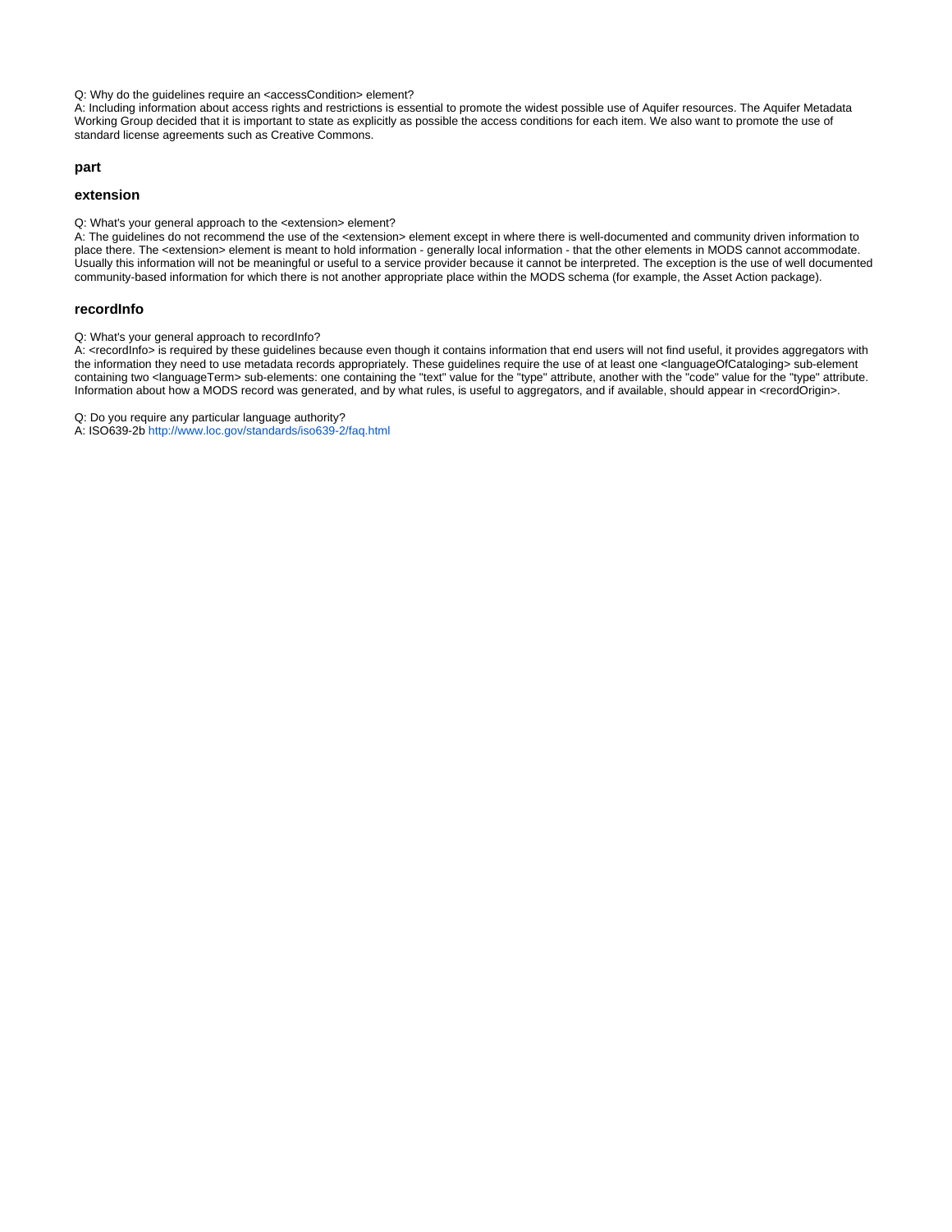Q: Why do the guidelines require an <accessCondition> element?
A: Including information about access rights and restrictions is essential to promote the widest possible use of Aquifer resources. The Aquifer Metadata Working Group decided that it is important to state as explicitly as possible the access conditions for each item. We also want to promote the use of standard license agreements such as Creative Commons.

### part

### extension

Q: What's your general approach to the <extension> element?
A: The guidelines do not recommend the use of the <extension> element except in where there is well-documented and community driven information to place there. The <extension> element is meant to hold information - generally local information - that the other elements in MODS cannot accommodate. Usually this information will not be meaningful or useful to a service provider because it cannot be interpreted. The exception is the use of well documented community-based information for which there is not another appropriate place within the MODS schema (for example, the Asset Action package).

### recordInfo

Q: What's your general approach to recordInfo?
A: <recordInfo> is required by these guidelines because even though it contains information that end users will not find useful, it provides aggregators with the information they need to use metadata records appropriately. These guidelines require the use of at least one <languageOfCataloging> sub-element containing two <languageTerm> sub-elements: one containing the "text" value for the "type" attribute, another with the "code" value for the "type" attribute. Information about how a MODS record was generated, and by what rules, is useful to aggregators, and if available, should appear in <recordOrigin>.

Q: Do you require any particular language authority?
A: ISO639-2b http://www.loc.gov/standards/iso639-2/faq.html